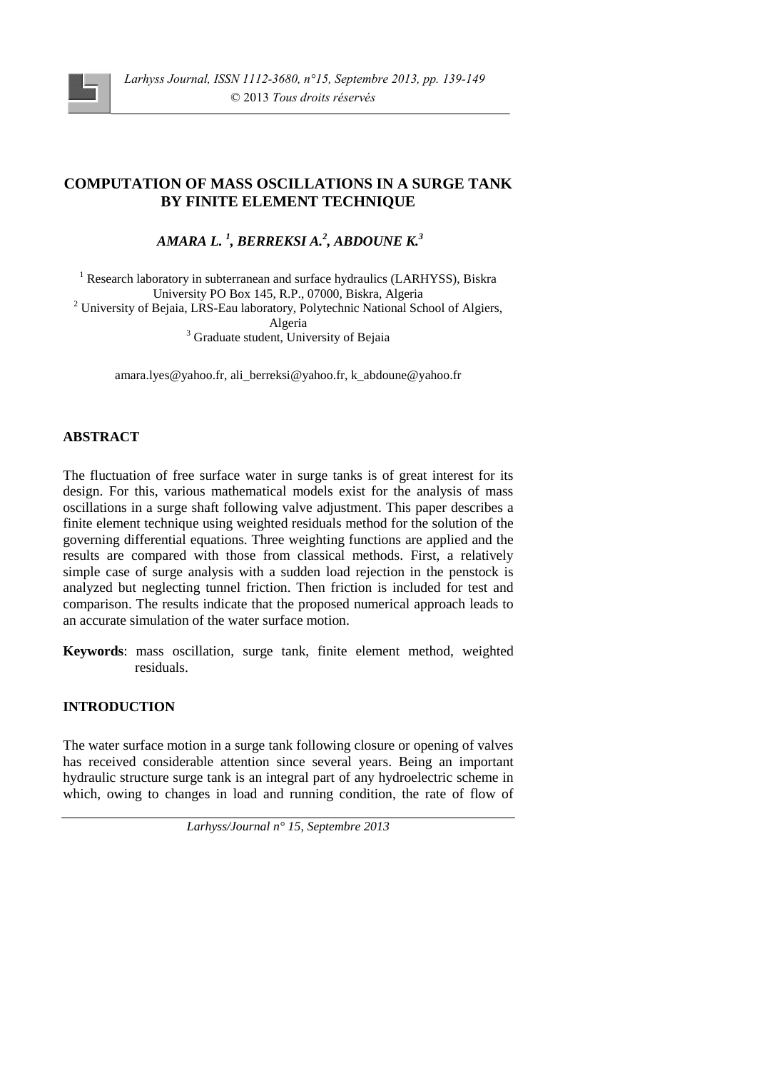# COMPUTATION OF MASS OSCILLATIONS IN A SURGE TANK BY FINITE ELEMENT TECHNIQUE

***AMARA L.*** [1]***, BERREKSI A.*** [2]***, ABDOUNE K.*** [3]

[1] Research laboratory in subterranean and surface hydraulics (LARHYSS), Biskra University PO Box 145, R.P., 07000, Biskra, Algeria
[2] University of Bejaia, LRS-Eau laboratory, Polytechnic National School of Algiers, Algeria
[3] Graduate student, University of Bejaia

amara.lyes@yahoo.fr, ali_berreksi@yahoo.fr, k_abdoune@yahoo.fr

## ABSTRACT

The fluctuation of free surface water in surge tanks is of great interest for its design. For this, various mathematical models exist for the analysis of mass oscillations in a surge shaft following valve adjustment. This paper describes a finite element technique using weighted residuals method for the solution of the governing differential equations. Three weighting functions are applied and the results are compared with those from classical methods. First, a relatively simple case of surge analysis with a sudden load rejection in the penstock is analyzed but neglecting tunnel friction. Then friction is included for test and comparison. The results indicate that the proposed numerical approach leads to an accurate simulation of the water surface motion.

**Keywords**: mass oscillation, surge tank, finite element method, weighted residuals.

## INTRODUCTION

The water surface motion in a surge tank following closure or opening of valves has received considerable attention since several years. Being an important hydraulic structure surge tank is an integral part of any hydroelectric scheme in which, owing to changes in load and running condition, the rate of flow of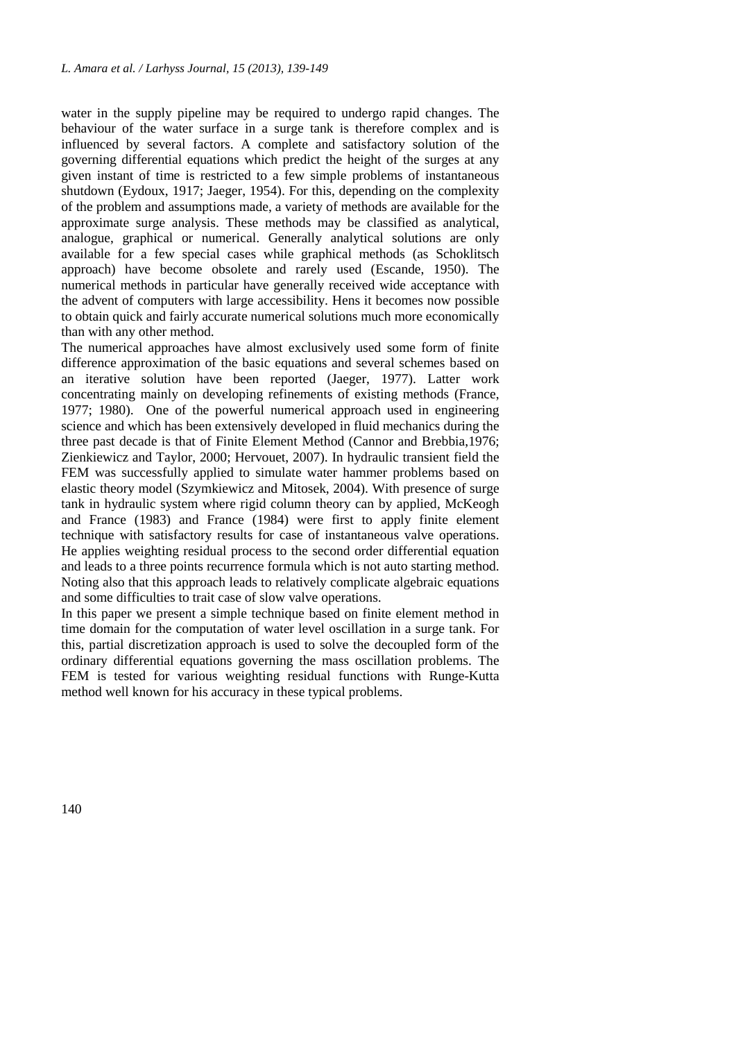water in the supply pipeline may be required to undergo rapid changes. The behaviour of the water surface in a surge tank is therefore complex and is influenced by several factors. A complete and satisfactory solution of the governing differential equations which predict the height of the surges at any given instant of time is restricted to a few simple problems of instantaneous shutdown (Eydoux, 1917; Jaeger, 1954). For this, depending on the complexity of the problem and assumptions made, a variety of methods are available for the approximate surge analysis. These methods may be classified as analytical, analogue, graphical or numerical. Generally analytical solutions are only available for a few special cases while graphical methods (as Schoklitsch approach) have become obsolete and rarely used (Escande, 1950). The numerical methods in particular have generally received wide acceptance with the advent of computers with large accessibility. Hens it becomes now possible to obtain quick and fairly accurate numerical solutions much more economically than with any other method.

The numerical approaches have almost exclusively used some form of finite difference approximation of the basic equations and several schemes based on an iterative solution have been reported (Jaeger, 1977). Latter work concentrating mainly on developing refinements of existing methods (France, 1977; 1980). One of the powerful numerical approach used in engineering science and which has been extensively developed in fluid mechanics during the three past decade is that of Finite Element Method (Cannor and Brebbia,1976; Zienkiewicz and Taylor, 2000; Hervouet, 2007). In hydraulic transient field the FEM was successfully applied to simulate water hammer problems based on elastic theory model (Szymkiewicz and Mitosek, 2004). With presence of surge tank in hydraulic system where rigid column theory can by applied, McKeogh and France (1983) and France (1984) were first to apply finite element technique with satisfactory results for case of instantaneous valve operations. He applies weighting residual process to the second order differential equation and leads to a three points recurrence formula which is not auto starting method. Noting also that this approach leads to relatively complicate algebraic equations and some difficulties to trait case of slow valve operations.

In this paper we present a simple technique based on finite element method in time domain for the computation of water level oscillation in a surge tank. For this, partial discretization approach is used to solve the decoupled form of the ordinary differential equations governing the mass oscillation problems. The FEM is tested for various weighting residual functions with Runge-Kutta method well known for his accuracy in these typical problems.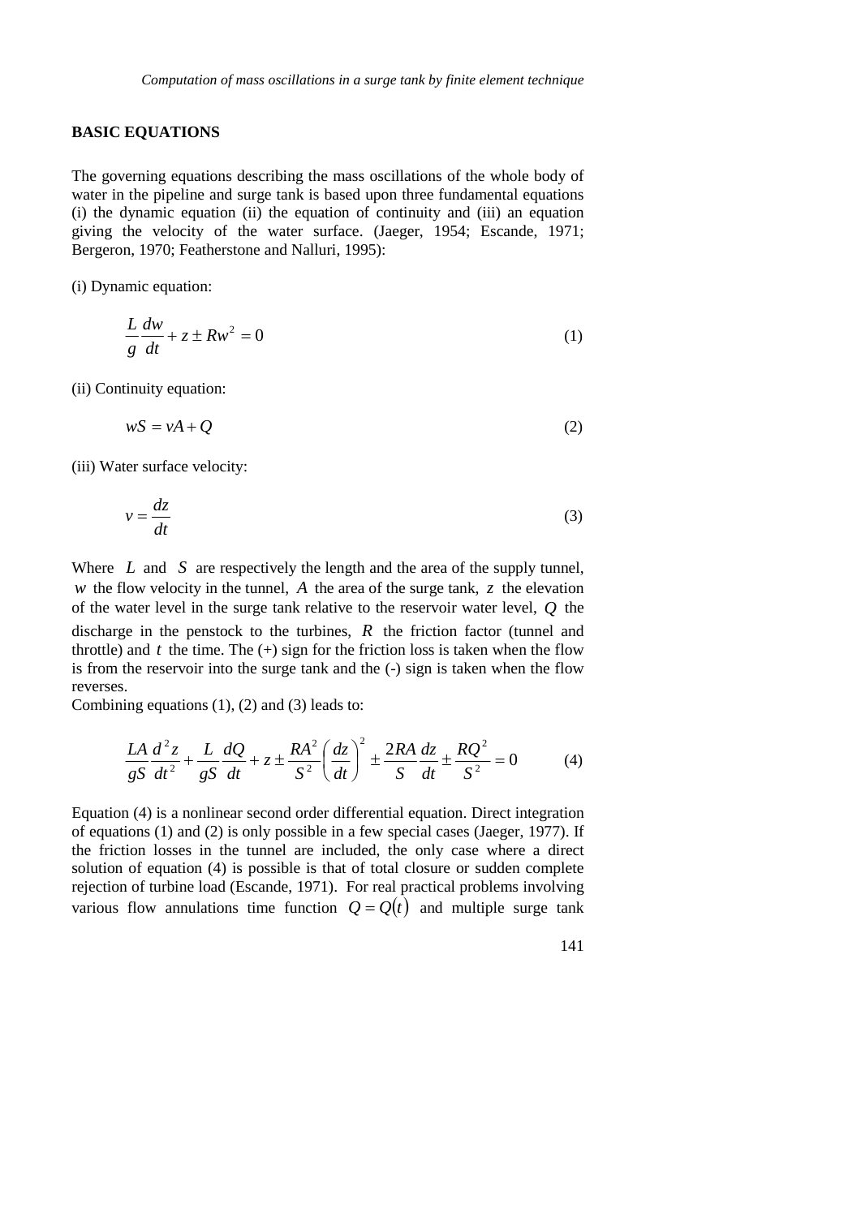## BASIC EQUATIONS

The governing equations describing the mass oscillations of the whole body of water in the pipeline and surge tank is based upon three fundamental equations (i) the dynamic equation (ii) the equation of continuity and (iii) an equation giving the velocity of the water surface. (Jaeger, 1954; Escande, 1971; Bergeron, 1970; Featherstone and Nalluri, 1995):

(i) Dynamic equation:

$$\frac{L}{g}\frac{dw}{dt} + z \pm Rw^2 = 0 \tag{1}$$

(ii) Continuity equation:

$$wS = vA + Q \tag{2}$$

(iii) Water surface velocity:

$$v = \frac{dz}{dt} \tag{3}$$

Where $L$ and $S$ are respectively the length and the area of the supply tunnel, $w$ the flow velocity in the tunnel, $A$ the area of the surge tank, $z$ the elevation of the water level in the surge tank relative to the reservoir water level, $Q$ the discharge in the penstock to the turbines, $R$ the friction factor (tunnel and throttle) and $t$ the time. The (+) sign for the friction loss is taken when the flow is from the reservoir into the surge tank and the (-) sign is taken when the flow reverses.

Combining equations (1), (2) and (3) leads to:

$$\frac{LA}{gS}\frac{d^2z}{dt^2} + \frac{L}{gS}\frac{dQ}{dt} + z \pm \frac{RA^2}{S^2}\left(\frac{dz}{dt}\right)^2 \pm \frac{2RA}{S}\frac{dz}{dt} \pm \frac{RQ^2}{S^2} = 0 \tag{4}$$

Equation (4) is a nonlinear second order differential equation. Direct integration of equations (1) and (2) is only possible in a few special cases (Jaeger, 1977). If the friction losses in the tunnel are included, the only case where a direct solution of equation (4) is possible is that of total closure or sudden complete rejection of turbine load (Escande, 1971). For real practical problems involving various flow annulations time function $Q = Q(t)$ and multiple surge tank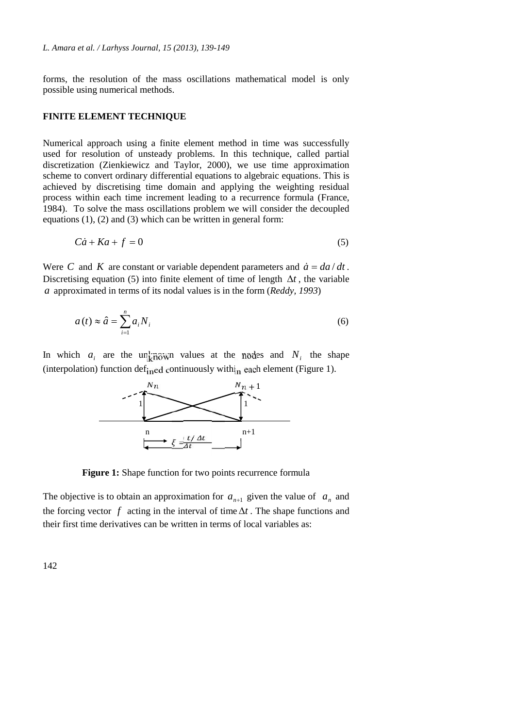forms, the resolution of the mass oscillations mathematical model is only possible using numerical methods.

## FINITE ELEMENT TECHNIQUE

Numerical approach using a finite element method in time was successfully used for resolution of unsteady problems. In this technique, called partial discretization (Zienkiewicz and Taylor, 2000), we use time approximation scheme to convert ordinary differential equations to algebraic equations. This is achieved by discretising time domain and applying the weighting residual process within each time increment leading to a recurrence formula (France, 1984). To solve the mass oscillations problem we will consider the decoupled equations (1), (2) and (3) which can be written in general form:

$$C\dot{a} + Ka + f = 0 \tag{5}$$

Were $C$ and $K$ are constant or variable dependent parameters and $\dot{a} = da/dt$. Discretising equation (5) into finite element of time of length $\Delta t$, the variable $a$ approximated in terms of its nodal values is in the form (*Reddy, 1993*)

$$a(t) \approx \hat{a} = \sum_{i=1}^{n} a_i N_i \tag{6}$$

In which $a_i$ are the unknown values at the nodes and $N_i$ the shape (interpolation) function defined continuously within each element (Figure 1).

**Figure 1:** Shape function for two points recurrence formula

The objective is to obtain an approximation for $a_{n+1}$ given the value of $a_n$ and the forcing vector $f$ acting in the interval of time $\Delta t$. The shape functions and their first time derivatives can be written in terms of local variables as: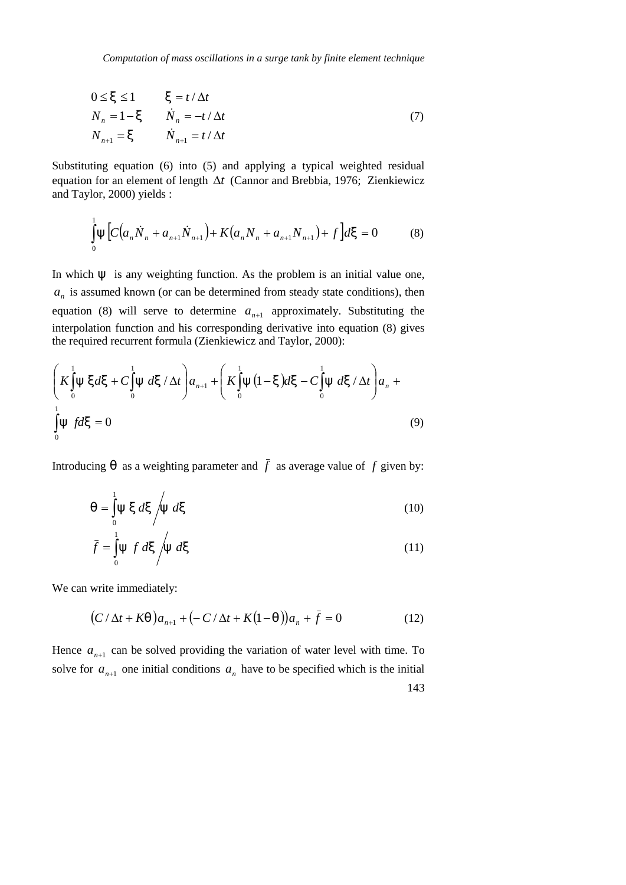$$
\begin{aligned}
&0 \le \xi \le 1 && \xi = t/\Delta t \\
&N_n = 1 - \xi && \dot{N}_n = -t/\Delta t \\
&N_{n+1} = \xi && \dot{N}_{n+1} = t/\Delta t
\end{aligned}
\tag{7}
$$

Substituting equation (6) into (5) and applying a typical weighted residual equation for an element of length $\Delta t$ (Cannor and Brebbia, 1976; Zienkiewicz and Taylor, 2000) yields :

$$
\int_0^1 \psi \left[ C\left(a_n \dot{N}_n + a_{n+1}\dot{N}_{n+1}\right) + K\left(a_n N_n + a_{n+1} N_{n+1}\right) + f \right] d\xi = 0 \tag{8}
$$

In which $\psi$ is any weighting function. As the problem is an initial value one, $a_n$ is assumed known (or can be determined from steady state conditions), then equation (8) will serve to determine $a_{n+1}$ approximately. Substituting the interpolation function and his corresponding derivative into equation (8) gives the required recurrent formula (Zienkiewicz and Taylor, 2000):

$$
\left( K\int_0^1 \psi\ \xi d\xi + C\int_0^1 \psi\ d\xi / \Delta t \right) a_{n+1} + \left( K\int_0^1 \psi\ (1-\xi) d\xi - C\int_0^1 \psi\ d\xi / \Delta t \right) a_n + \int_0^1 \psi\ f d\xi = 0 \tag{9}
$$

Introducing $\theta$ as a weighting parameter and $\bar{f}$ as average value of $f$ given by:

$$
\theta = \int_0^1 \psi\ \xi\ d\xi \Big/ \psi\ d\xi \tag{10}
$$

$$
\bar{f} = \int_0^1 \psi\ f\ d\xi \Big/ \psi\ d\xi \tag{11}
$$

We can write immediately:

$$
\left( C/\Delta t + K\theta \right) a_{n+1} + \left( -C/\Delta t + K(1-\theta) \right) a_n + \bar{f} = 0 \tag{12}
$$

Hence $a_{n+1}$ can be solved providing the variation of water level with time. To solve for $a_{n+1}$ one initial conditions $a_n$ have to be specified which is the initial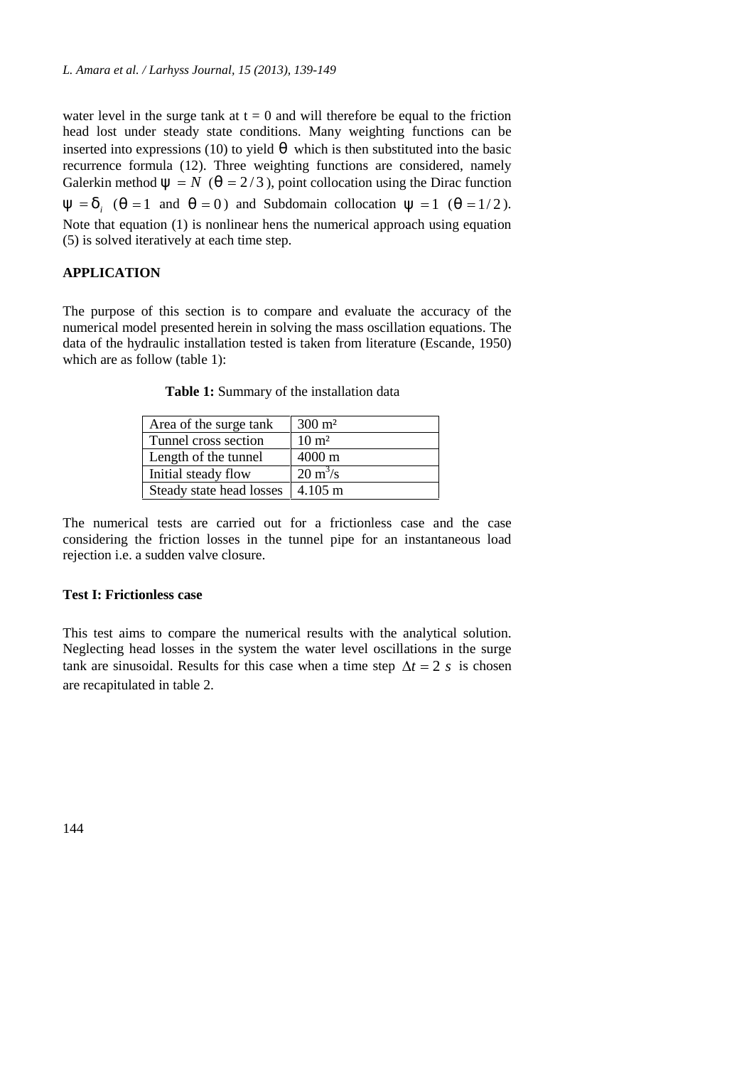water level in the surge tank at t = 0 and will therefore be equal to the friction head lost under steady state conditions. Many weighting functions can be inserted into expressions (10) to yield $\theta$ which is then substituted into the basic recurrence formula (12). Three weighting functions are considered, namely Galerkin method $\psi = N$ ($\theta = 2/3$), point collocation using the Dirac function $\psi = \delta_i$ ($\theta = 1$ and $\theta = 0$) and Subdomain collocation $\psi = 1$ ($\theta = 1/2$). Note that equation (1) is nonlinear hens the numerical approach using equation (5) is solved iteratively at each time step.

## APPLICATION

The purpose of this section is to compare and evaluate the accuracy of the numerical model presented herein in solving the mass oscillation equations. The data of the hydraulic installation tested is taken from literature (Escande, 1950) which are as follow (table 1):

**Table 1:** Summary of the installation data

| | |
|---|---|
| Area of the surge tank | 300 m² |
| Tunnel cross section | 10 m² |
| Length of the tunnel | 4000 m |
| Initial steady flow | 20 $m^3/s$ |
| Steady state head losses | 4.105 m |

The numerical tests are carried out for a frictionless case and the case considering the friction losses in the tunnel pipe for an instantaneous load rejection i.e. a sudden valve closure.

### Test I: Frictionless case

This test aims to compare the numerical results with the analytical solution. Neglecting head losses in the system the water level oscillations in the surge tank are sinusoidal. Results for this case when a time step $\Delta t = 2\ s$ is chosen are recapitulated in table 2.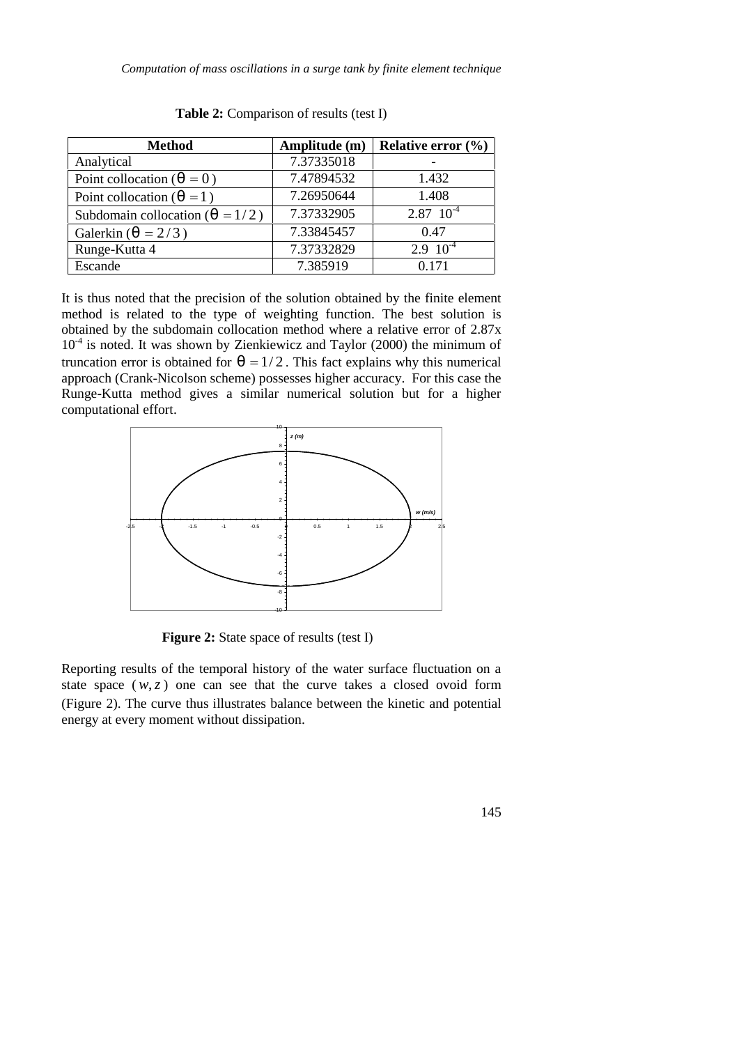**Table 2:** Comparison of results (test I)

| Method | Amplitude (m) | Relative error (%) |
|---|---|---|
| Analytical | 7.37335018 | - |
| Point collocation ($\theta = 0$) | 7.47894532 | 1.432 |
| Point collocation ($\theta = 1$) | 7.26950644 | 1.408 |
| Subdomain collocation ($\theta = 1/2$) | 7.37332905 | $2.87\ 10^{-4}$ |
| Galerkin ($\theta = 2/3$) | 7.33845457 | 0.47 |
| Runge-Kutta 4 | 7.37332829 | $2.9\ 10^{-4}$ |
| Escande | 7.385919 | 0.171 |

It is thus noted that the precision of the solution obtained by the finite element method is related to the type of weighting function. The best solution is obtained by the subdomain collocation method where a relative error of 2.87x $10^{-4}$ is noted. It was shown by Zienkiewicz and Taylor (2000) the minimum of truncation error is obtained for $\theta = 1/2$. This fact explains why this numerical approach (Crank-Nicolson scheme) possesses higher accuracy. For this case the Runge-Kutta method gives a similar numerical solution but for a higher computational effort.

**Figure 2:** State space of results (test I)

Reporting results of the temporal history of the water surface fluctuation on a state space $(w, z)$ one can see that the curve takes a closed ovoid form (Figure 2). The curve thus illustrates balance between the kinetic and potential energy at every moment without dissipation.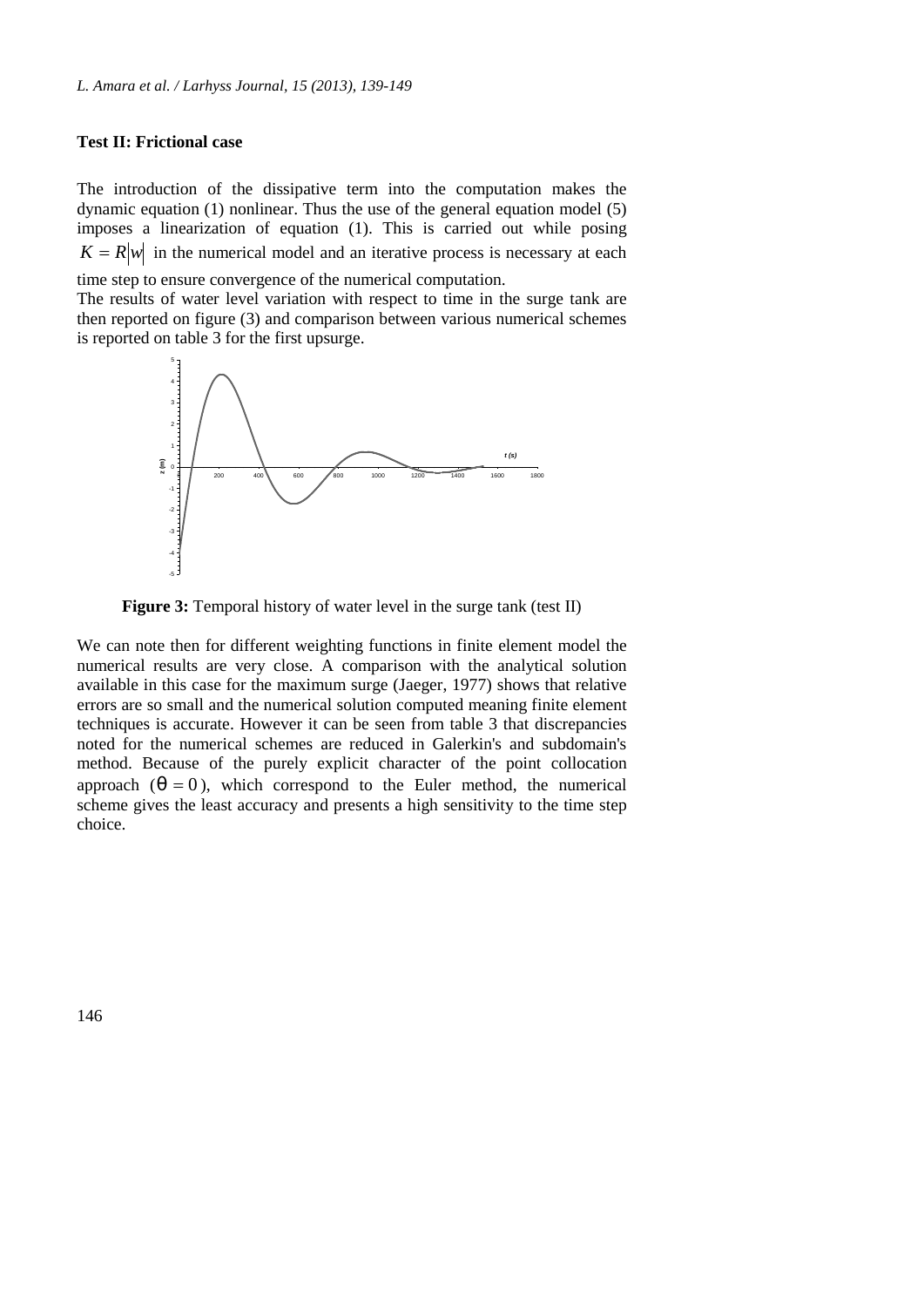### Test II: Frictional case

The introduction of the dissipative term into the computation makes the dynamic equation (1) nonlinear. Thus the use of the general equation model (5) imposes a linearization of equation (1). This is carried out while posing $K = R|w|$ in the numerical model and an iterative process is necessary at each time step to ensure convergence of the numerical computation.

The results of water level variation with respect to time in the surge tank are then reported on figure (3) and comparison between various numerical schemes is reported on table 3 for the first upsurge.

**Figure 3:** Temporal history of water level in the surge tank (test II)

We can note then for different weighting functions in finite element model the numerical results are very close. A comparison with the analytical solution available in this case for the maximum surge (Jaeger, 1977) shows that relative errors are so small and the numerical solution computed meaning finite element techniques is accurate. However it can be seen from table 3 that discrepancies noted for the numerical schemes are reduced in Galerkin's and subdomain's method. Because of the purely explicit character of the point collocation approach ($\theta = 0$), which correspond to the Euler method, the numerical scheme gives the least accuracy and presents a high sensitivity to the time step choice.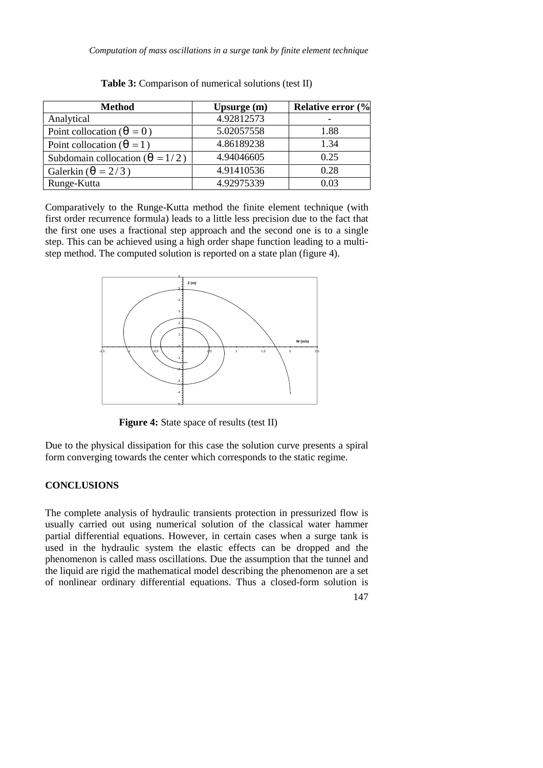**Table 3:** Comparison of numerical solutions (test II)

| Method | Upsurge (m) | Relative error (% |
|---|---|---|
| Analytical | 4.92812573 | - |
| Point collocation ($\theta = 0$) | 5.02057558 | 1.88 |
| Point collocation ($\theta = 1$) | 4.86189238 | 1.34 |
| Subdomain collocation ($\theta = 1/2$) | 4.94046605 | 0.25 |
| Galerkin ($\theta = 2/3$) | 4.91410536 | 0.28 |
| Runge-Kutta | 4.92975339 | 0.03 |

Comparatively to the Runge-Kutta method the finite element technique (with first order recurrence formula) leads to a little less precision due to the fact that the first one uses a fractional step approach and the second one is to a single step. This can be achieved using a high order shape function leading to a multi-step method. The computed solution is reported on a state plan (figure 4).

**Figure 4:** State space of results (test II)

Due to the physical dissipation for this case the solution curve presents a spiral form converging towards the center which corresponds to the static regime.

## CONCLUSIONS

The complete analysis of hydraulic transients protection in pressurized flow is usually carried out using numerical solution of the classical water hammer partial differential equations. However, in certain cases when a surge tank is used in the hydraulic system the elastic effects can be dropped and the phenomenon is called mass oscillations. Due the assumption that the tunnel and the liquid are rigid the mathematical model describing the phenomenon are a set of nonlinear ordinary differential equations. Thus a closed-form solution is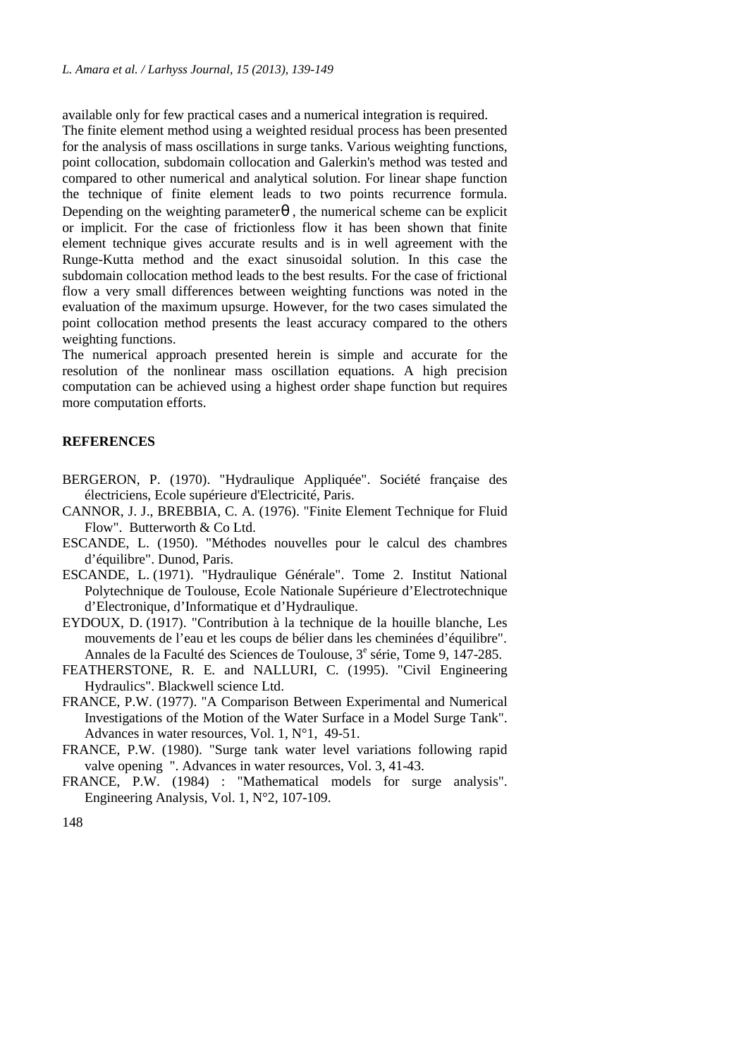available only for few practical cases and a numerical integration is required. The finite element method using a weighted residual process has been presented for the analysis of mass oscillations in surge tanks. Various weighting functions, point collocation, subdomain collocation and Galerkin's method was tested and compared to other numerical and analytical solution. For linear shape function the technique of finite element leads to two points recurrence formula. Depending on the weighting parameter $\theta$ , the numerical scheme can be explicit or implicit. For the case of frictionless flow it has been shown that finite element technique gives accurate results and is in well agreement with the Runge-Kutta method and the exact sinusoidal solution. In this case the subdomain collocation method leads to the best results. For the case of frictional flow a very small differences between weighting functions was noted in the evaluation of the maximum upsurge. However, for the two cases simulated the point collocation method presents the least accuracy compared to the others weighting functions.

The numerical approach presented herein is simple and accurate for the resolution of the nonlinear mass oscillation equations. A high precision computation can be achieved using a highest order shape function but requires more computation efforts.

## REFERENCES

BERGERON, P. (1970). "Hydraulique Appliquée". Société française des électriciens, Ecole supérieure d'Electricité, Paris.

CANNOR, J. J., BREBBIA, C. A. (1976). "Finite Element Technique for Fluid Flow". Butterworth & Co Ltd.

ESCANDE, L. (1950). "Méthodes nouvelles pour le calcul des chambres d'équilibre". Dunod, Paris.

ESCANDE, L. (1971). "Hydraulique Générale". Tome 2. Institut National Polytechnique de Toulouse, Ecole Nationale Supérieure d'Electrotechnique d'Electronique, d'Informatique et d'Hydraulique.

EYDOUX, D. (1917). "Contribution à la technique de la houille blanche, Les mouvements de l'eau et les coups de bélier dans les cheminées d'équilibre". Annales de la Faculté des Sciences de Toulouse, 3e série, Tome 9, 147-285.

FEATHERSTONE, R. E. and NALLURI, C. (1995). "Civil Engineering Hydraulics". Blackwell science Ltd.

FRANCE, P.W. (1977). "A Comparison Between Experimental and Numerical Investigations of the Motion of the Water Surface in a Model Surge Tank". Advances in water resources, Vol. 1, N°1, 49-51.

FRANCE, P.W. (1980). "Surge tank water level variations following rapid valve opening ". Advances in water resources, Vol. 3, 41-43.

FRANCE, P.W. (1984) : "Mathematical models for surge analysis". Engineering Analysis, Vol. 1, N°2, 107-109.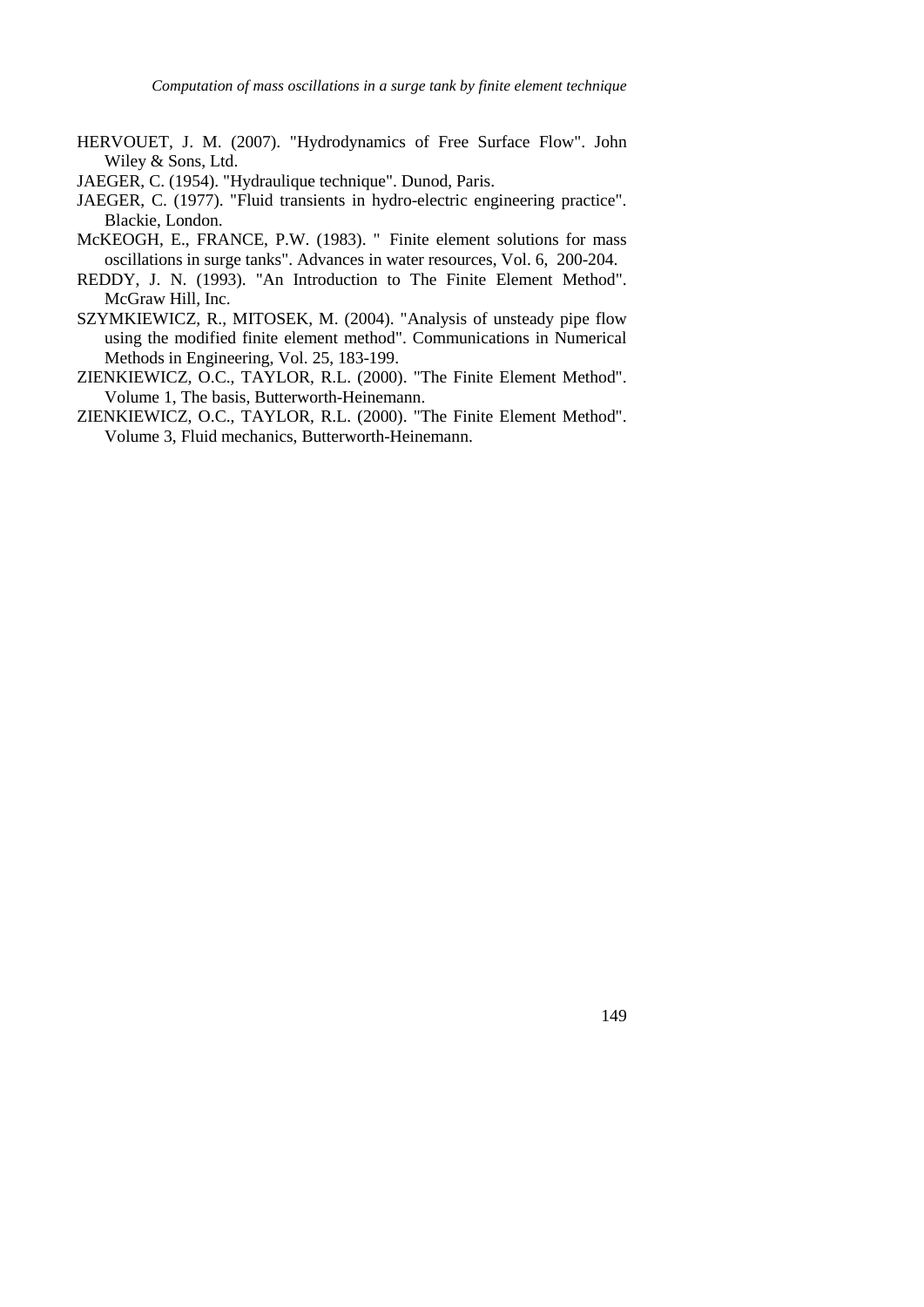HERVOUET, J. M. (2007). "Hydrodynamics of Free Surface Flow". John Wiley & Sons, Ltd.

JAEGER, C. (1954). "Hydraulique technique". Dunod, Paris.

JAEGER, C. (1977). "Fluid transients in hydro-electric engineering practice". Blackie, London.

McKEOGH, E., FRANCE, P.W. (1983). " Finite element solutions for mass oscillations in surge tanks". Advances in water resources, Vol. 6, 200-204.

REDDY, J. N. (1993). "An Introduction to The Finite Element Method". McGraw Hill, Inc.

SZYMKIEWICZ, R., MITOSEK, M. (2004). "Analysis of unsteady pipe flow using the modified finite element method". Communications in Numerical Methods in Engineering, Vol. 25, 183-199.

ZIENKIEWICZ, O.C., TAYLOR, R.L. (2000). "The Finite Element Method". Volume 1, The basis, Butterworth-Heinemann.

ZIENKIEWICZ, O.C., TAYLOR, R.L. (2000). "The Finite Element Method". Volume 3, Fluid mechanics, Butterworth-Heinemann.